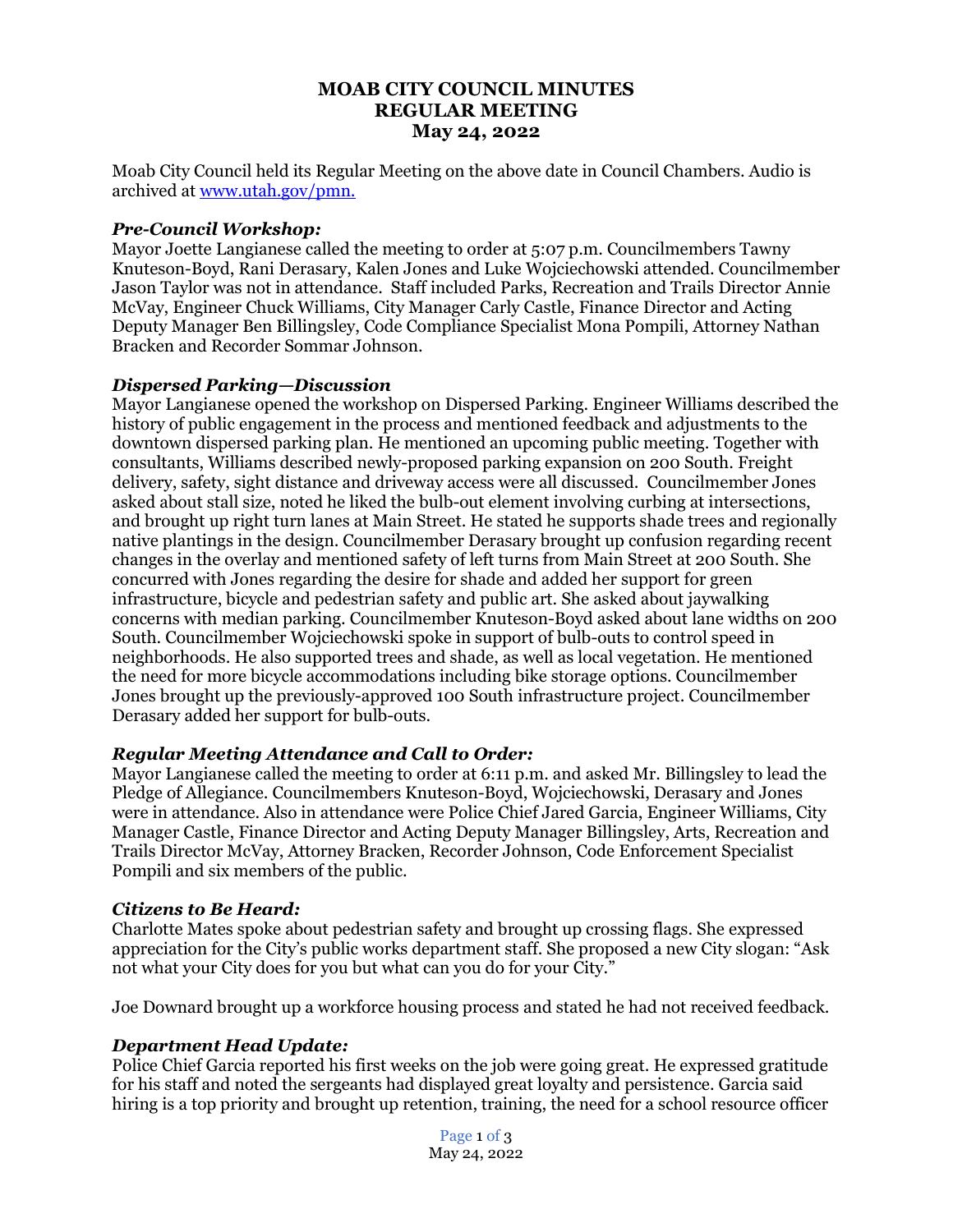# MOAB CITY COUNCIL MINUTES
## REGULAR MEETING
## May 24, 2022

Moab City Council held its Regular Meeting on the above date in Council Chambers. Audio is archived at www.utah.gov/pmn.

***Pre-Council Workshop:***
Mayor Joette Langianese called the meeting to order at 5:07 p.m. Councilmembers Tawny Knuteson-Boyd, Rani Derasary, Kalen Jones and Luke Wojciechowski attended. Councilmember Jason Taylor was not in attendance. Staff included Parks, Recreation and Trails Director Annie McVay, Engineer Chuck Williams, City Manager Carly Castle, Finance Director and Acting Deputy Manager Ben Billingsley, Code Compliance Specialist Mona Pompili, Attorney Nathan Bracken and Recorder Sommar Johnson.

***Dispersed Parking—Discussion***
Mayor Langianese opened the workshop on Dispersed Parking. Engineer Williams described the history of public engagement in the process and mentioned feedback and adjustments to the downtown dispersed parking plan. He mentioned an upcoming public meeting. Together with consultants, Williams described newly-proposed parking expansion on 200 South. Freight delivery, safety, sight distance and driveway access were all discussed. Councilmember Jones asked about stall size, noted he liked the bulb-out element involving curbing at intersections, and brought up right turn lanes at Main Street. He stated he supports shade trees and regionally native plantings in the design. Councilmember Derasary brought up confusion regarding recent changes in the overlay and mentioned safety of left turns from Main Street at 200 South. She concurred with Jones regarding the desire for shade and added her support for green infrastructure, bicycle and pedestrian safety and public art. She asked about jaywalking concerns with median parking. Councilmember Knuteson-Boyd asked about lane widths on 200 South. Councilmember Wojciechowski spoke in support of bulb-outs to control speed in neighborhoods. He also supported trees and shade, as well as local vegetation. He mentioned the need for more bicycle accommodations including bike storage options. Councilmember Jones brought up the previously-approved 100 South infrastructure project. Councilmember Derasary added her support for bulb-outs.

***Regular Meeting Attendance and Call to Order:***
Mayor Langianese called the meeting to order at 6:11 p.m. and asked Mr. Billingsley to lead the Pledge of Allegiance. Councilmembers Knuteson-Boyd, Wojciechowski, Derasary and Jones were in attendance. Also in attendance were Police Chief Jared Garcia, Engineer Williams, City Manager Castle, Finance Director and Acting Deputy Manager Billingsley, Arts, Recreation and Trails Director McVay, Attorney Bracken, Recorder Johnson, Code Enforcement Specialist Pompili and six members of the public.

***Citizens to Be Heard:***
Charlotte Mates spoke about pedestrian safety and brought up crossing flags. She expressed appreciation for the City's public works department staff. She proposed a new City slogan: "Ask not what your City does for you but what can you do for your City."

Joe Downard brought up a workforce housing process and stated he had not received feedback.

***Department Head Update:***
Police Chief Garcia reported his first weeks on the job were going great. He expressed gratitude for his staff and noted the sergeants had displayed great loyalty and persistence. Garcia said hiring is a top priority and brought up retention, training, the need for a school resource officer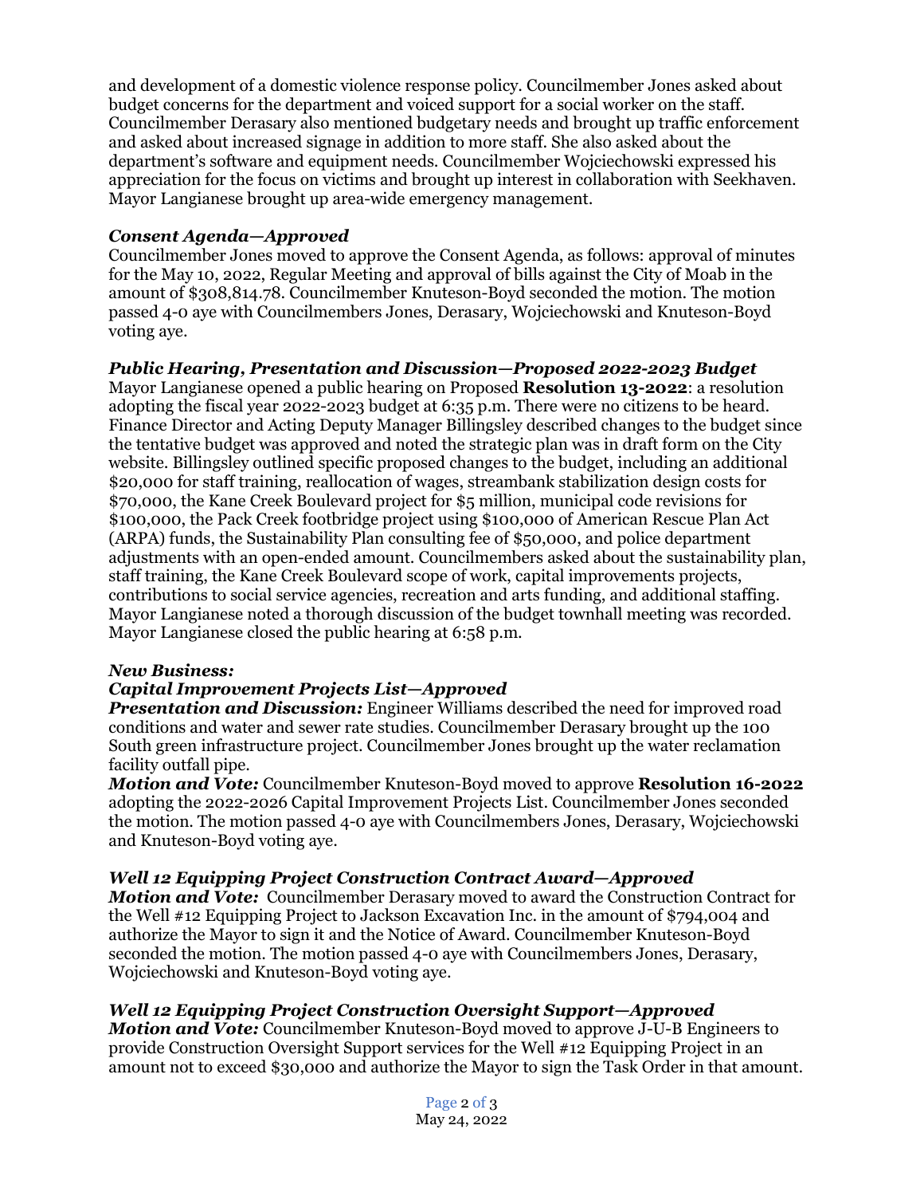and development of a domestic violence response policy. Councilmember Jones asked about budget concerns for the department and voiced support for a social worker on the staff. Councilmember Derasary also mentioned budgetary needs and brought up traffic enforcement and asked about increased signage in addition to more staff. She also asked about the department's software and equipment needs. Councilmember Wojciechowski expressed his appreciation for the focus on victims and brought up interest in collaboration with Seekhaven. Mayor Langianese brought up area-wide emergency management.

***Consent Agenda—Approved***

Councilmember Jones moved to approve the Consent Agenda, as follows: approval of minutes for the May 10, 2022, Regular Meeting and approval of bills against the City of Moab in the amount of $308,814.78. Councilmember Knuteson-Boyd seconded the motion. The motion passed 4-0 aye with Councilmembers Jones, Derasary, Wojciechowski and Knuteson-Boyd voting aye.

***Public Hearing, Presentation and Discussion—Proposed 2022-2023 Budget***

Mayor Langianese opened a public hearing on Proposed **Resolution 13-2022**: a resolution adopting the fiscal year 2022-2023 budget at 6:35 p.m. There were no citizens to be heard. Finance Director and Acting Deputy Manager Billingsley described changes to the budget since the tentative budget was approved and noted the strategic plan was in draft form on the City website. Billingsley outlined specific proposed changes to the budget, including an additional $20,000 for staff training, reallocation of wages, streambank stabilization design costs for $70,000, the Kane Creek Boulevard project for $5 million, municipal code revisions for $100,000, the Pack Creek footbridge project using $100,000 of American Rescue Plan Act (ARPA) funds, the Sustainability Plan consulting fee of $50,000, and police department adjustments with an open-ended amount. Councilmembers asked about the sustainability plan, staff training, the Kane Creek Boulevard scope of work, capital improvements projects, contributions to social service agencies, recreation and arts funding, and additional staffing. Mayor Langianese noted a thorough discussion of the budget townhall meeting was recorded. Mayor Langianese closed the public hearing at 6:58 p.m.

***New Business:***

***Capital Improvement Projects List—Approved***

***Presentation and Discussion:*** Engineer Williams described the need for improved road conditions and water and sewer rate studies. Councilmember Derasary brought up the 100 South green infrastructure project. Councilmember Jones brought up the water reclamation facility outfall pipe.

***Motion and Vote:*** Councilmember Knuteson-Boyd moved to approve **Resolution 16-2022** adopting the 2022-2026 Capital Improvement Projects List. Councilmember Jones seconded the motion. The motion passed 4-0 aye with Councilmembers Jones, Derasary, Wojciechowski and Knuteson-Boyd voting aye.

***Well 12 Equipping Project Construction Contract Award—Approved***

***Motion and Vote:*** Councilmember Derasary moved to award the Construction Contract for the Well #12 Equipping Project to Jackson Excavation Inc. in the amount of $794,004 and authorize the Mayor to sign it and the Notice of Award. Councilmember Knuteson-Boyd seconded the motion. The motion passed 4-0 aye with Councilmembers Jones, Derasary, Wojciechowski and Knuteson-Boyd voting aye.

***Well 12 Equipping Project Construction Oversight Support—Approved***

***Motion and Vote:*** Councilmember Knuteson-Boyd moved to approve J-U-B Engineers to provide Construction Oversight Support services for the Well #12 Equipping Project in an amount not to exceed $30,000 and authorize the Mayor to sign the Task Order in that amount.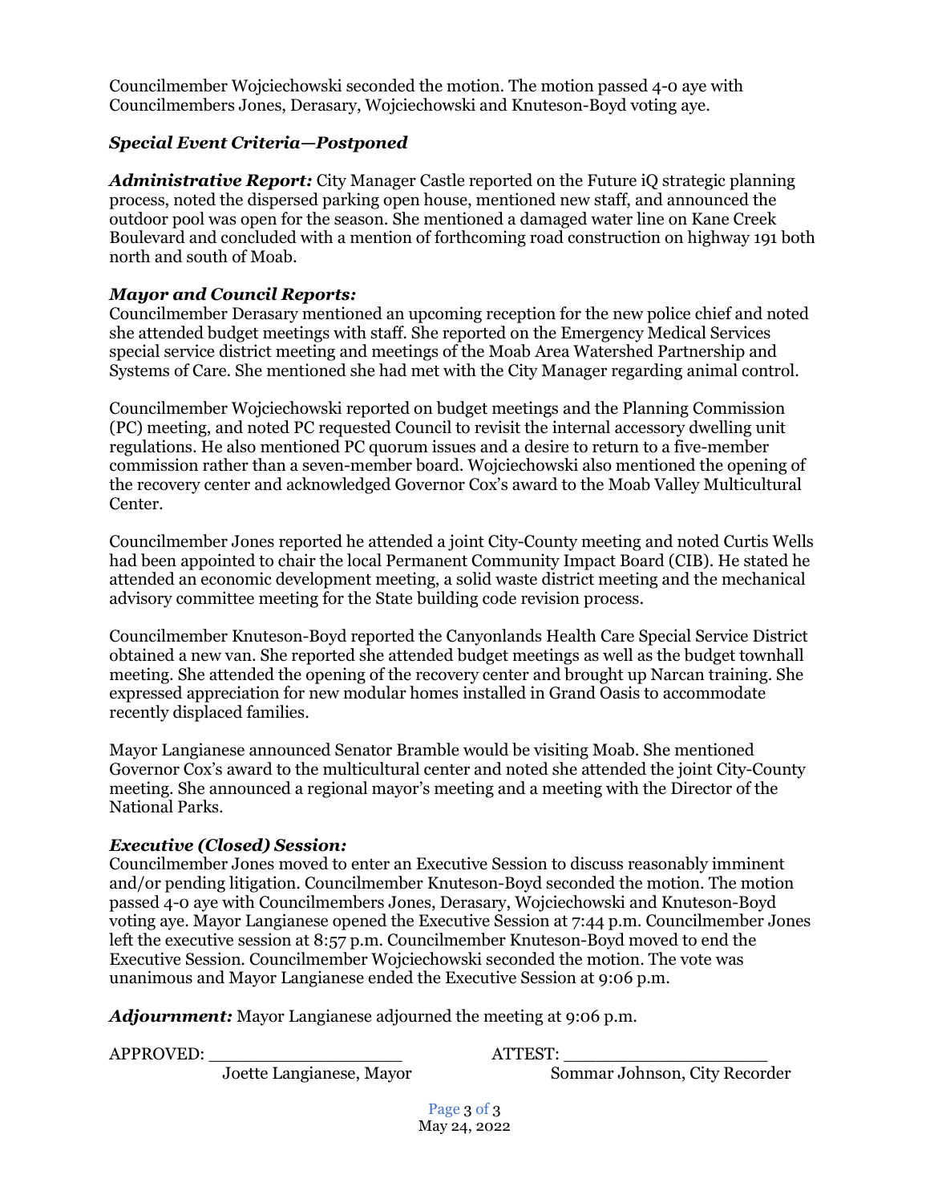Councilmember Wojciechowski seconded the motion. The motion passed 4-0 aye with Councilmembers Jones, Derasary, Wojciechowski and Knuteson-Boyd voting aye.

***Special Event Criteria—Postponed***

***Administrative Report:*** City Manager Castle reported on the Future iQ strategic planning process, noted the dispersed parking open house, mentioned new staff, and announced the outdoor pool was open for the season. She mentioned a damaged water line on Kane Creek Boulevard and concluded with a mention of forthcoming road construction on highway 191 both north and south of Moab.

***Mayor and Council Reports:***

Councilmember Derasary mentioned an upcoming reception for the new police chief and noted she attended budget meetings with staff. She reported on the Emergency Medical Services special service district meeting and meetings of the Moab Area Watershed Partnership and Systems of Care. She mentioned she had met with the City Manager regarding animal control.

Councilmember Wojciechowski reported on budget meetings and the Planning Commission (PC) meeting, and noted PC requested Council to revisit the internal accessory dwelling unit regulations. He also mentioned PC quorum issues and a desire to return to a five-member commission rather than a seven-member board. Wojciechowski also mentioned the opening of the recovery center and acknowledged Governor Cox's award to the Moab Valley Multicultural Center.

Councilmember Jones reported he attended a joint City-County meeting and noted Curtis Wells had been appointed to chair the local Permanent Community Impact Board (CIB). He stated he attended an economic development meeting, a solid waste district meeting and the mechanical advisory committee meeting for the State building code revision process.

Councilmember Knuteson-Boyd reported the Canyonlands Health Care Special Service District obtained a new van. She reported she attended budget meetings as well as the budget townhall meeting. She attended the opening of the recovery center and brought up Narcan training. She expressed appreciation for new modular homes installed in Grand Oasis to accommodate recently displaced families.

Mayor Langianese announced Senator Bramble would be visiting Moab. She mentioned Governor Cox's award to the multicultural center and noted she attended the joint City-County meeting. She announced a regional mayor's meeting and a meeting with the Director of the National Parks.

***Executive (Closed) Session:***

Councilmember Jones moved to enter an Executive Session to discuss reasonably imminent and/or pending litigation. Councilmember Knuteson-Boyd seconded the motion. The motion passed 4-0 aye with Councilmembers Jones, Derasary, Wojciechowski and Knuteson-Boyd voting aye. Mayor Langianese opened the Executive Session at 7:44 p.m. Councilmember Jones left the executive session at 8:57 p.m. Councilmember Knuteson-Boyd moved to end the Executive Session. Councilmember Wojciechowski seconded the motion. The vote was unanimous and Mayor Langianese ended the Executive Session at 9:06 p.m.

***Adjournment:*** Mayor Langianese adjourned the meeting at 9:06 p.m.

APPROVED: ___________________
Joette Langianese, Mayor

ATTEST: ___________________
Sommar Johnson, City Recorder

May 24, 2022